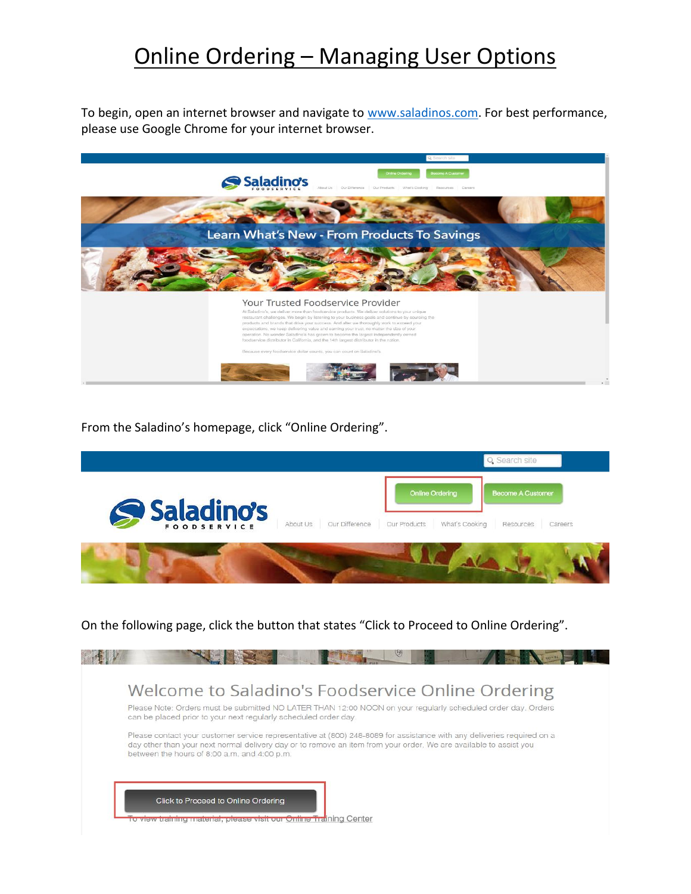# Online Ordering – Managing User Options

To begin, open an internet browser and navigate to www.saladinos.com. For best performance, please use Google Chrome for your internet browser.

From the Saladino's homepage, click "Online Ordering".

On the following page, click the button that states "Click to Proceed to Online Ordering".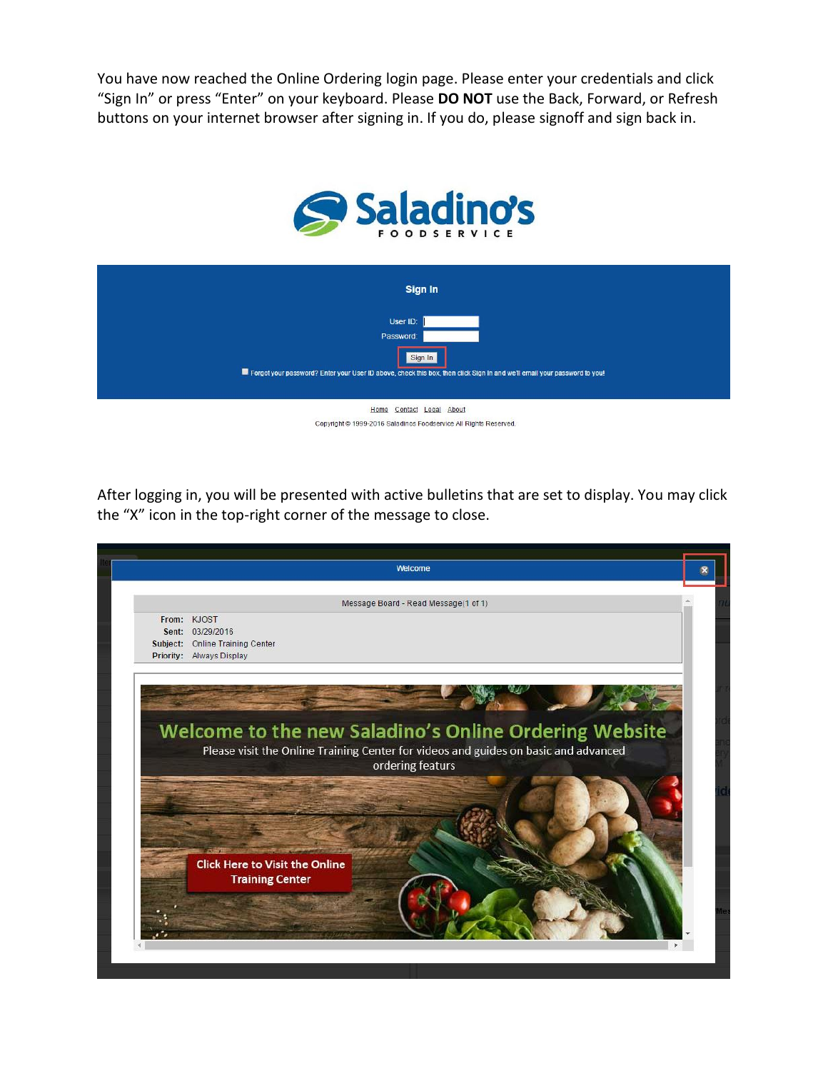You have now reached the Online Ordering login page. Please enter your credentials and click "Sign In" or press "Enter" on your keyboard. Please **DO NOT** use the Back, Forward, or Refresh buttons on your internet browser after signing in. If you do, please signoff and sign back in.

Saladino's FOODSERVICE

**Sign In**

User ID:

Password:

Sign In

Forgot your password? Enter your User ID above, check this box, then click Sign In and we'll email your password to you!

Home Contact Legal About

Copyright © 1999-2016 Saladinos Foodservice All Rights Reserved.

After logging in, you will be presented with active bulletins that are set to display. You may click the "X" icon in the top-right corner of the message to close.

Welcome

Message Board - Read Message(1 of 1)

From: KJOST
Sent: 03/29/2016
Subject: Online Training Center
Priority: Always Display

Welcome to the new Saladino's Online Ordering Website

Please visit the Online Training Center for videos and guides on basic and advanced ordering featurs

Click Here to Visit the Online Training Center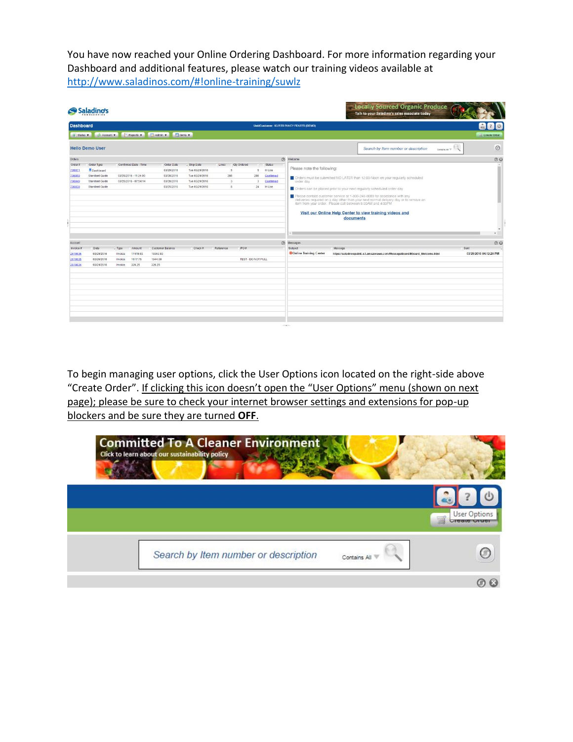You have now reached your Online Ordering Dashboard. For more information regarding your Dashboard and additional features, please watch our training videos available at [http://www.saladinos.com/#!online-training/suwlz](http://www.saladinos.com/#!online-training/suwlz)

To begin managing user options, click the User Options icon located on the right-side above "Create Order". If clicking this icon doesn't open the "User Options" menu (shown on next page); please be sure to check your internet browser settings and extensions for pop-up blockers and be sure they are turned **OFF**.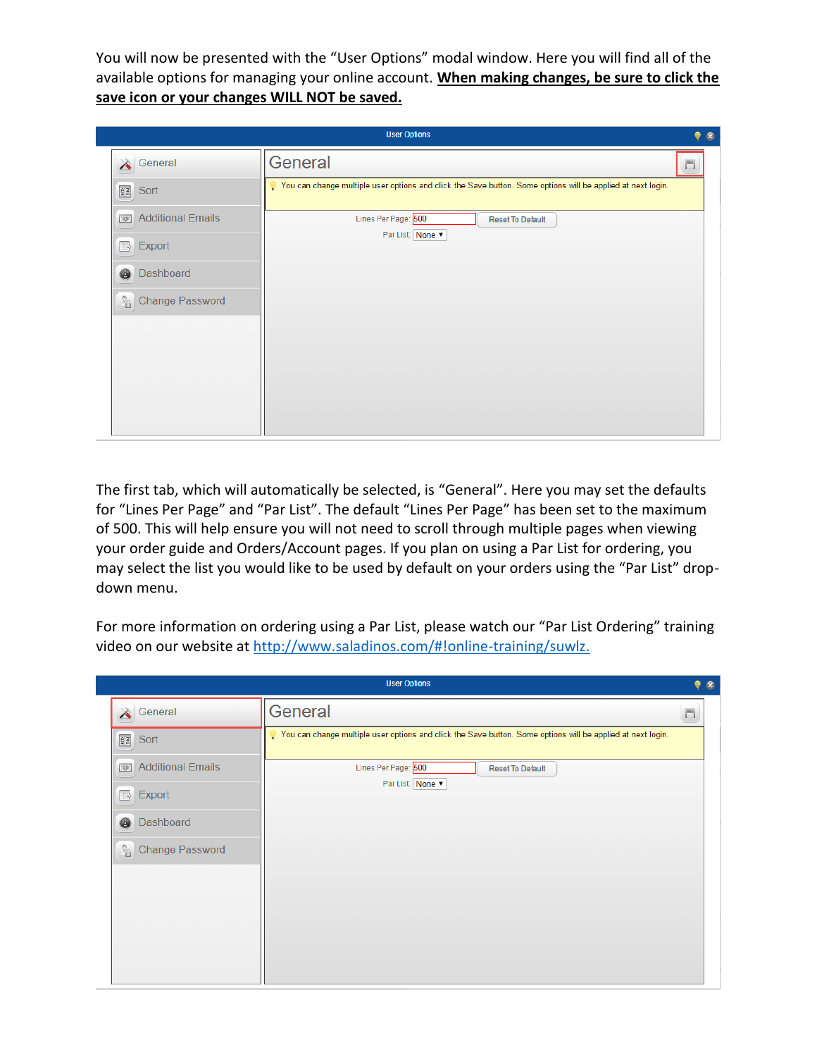You will now be presented with the “User Options” modal window. Here you will find all of the available options for managing your online account. **<u>When making changes, be sure to click the save icon or your changes WILL NOT be saved.</u>**

User Options

- General
- Sort
- Additional Emails
- Export
- Dashboard
- Change Password

General

You can change multiple user options and click the Save button. Some options will be applied at next login.

Lines Per Page: 500 Reset To Default

Par List: None

The first tab, which will automatically be selected, is “General”. Here you may set the defaults for “Lines Per Page” and “Par List”. The default “Lines Per Page” has been set to the maximum of 500. This will help ensure you will not need to scroll through multiple pages when viewing your order guide and Orders/Account pages. If you plan on using a Par List for ordering, you may select the list you would like to be used by default on your orders using the “Par List” drop-down menu.

For more information on ordering using a Par List, please watch our “Par List Ordering” training video on our website at [http://www.saladinos.com/#!online-training/suwlz.](http://www.saladinos.com/#!online-training/suwlz)

User Options

- General
- Sort
- Additional Emails
- Export
- Dashboard
- Change Password

General

You can change multiple user options and click the Save button. Some options will be applied at next login.

Lines Per Page: 500 Reset To Default

Par List: None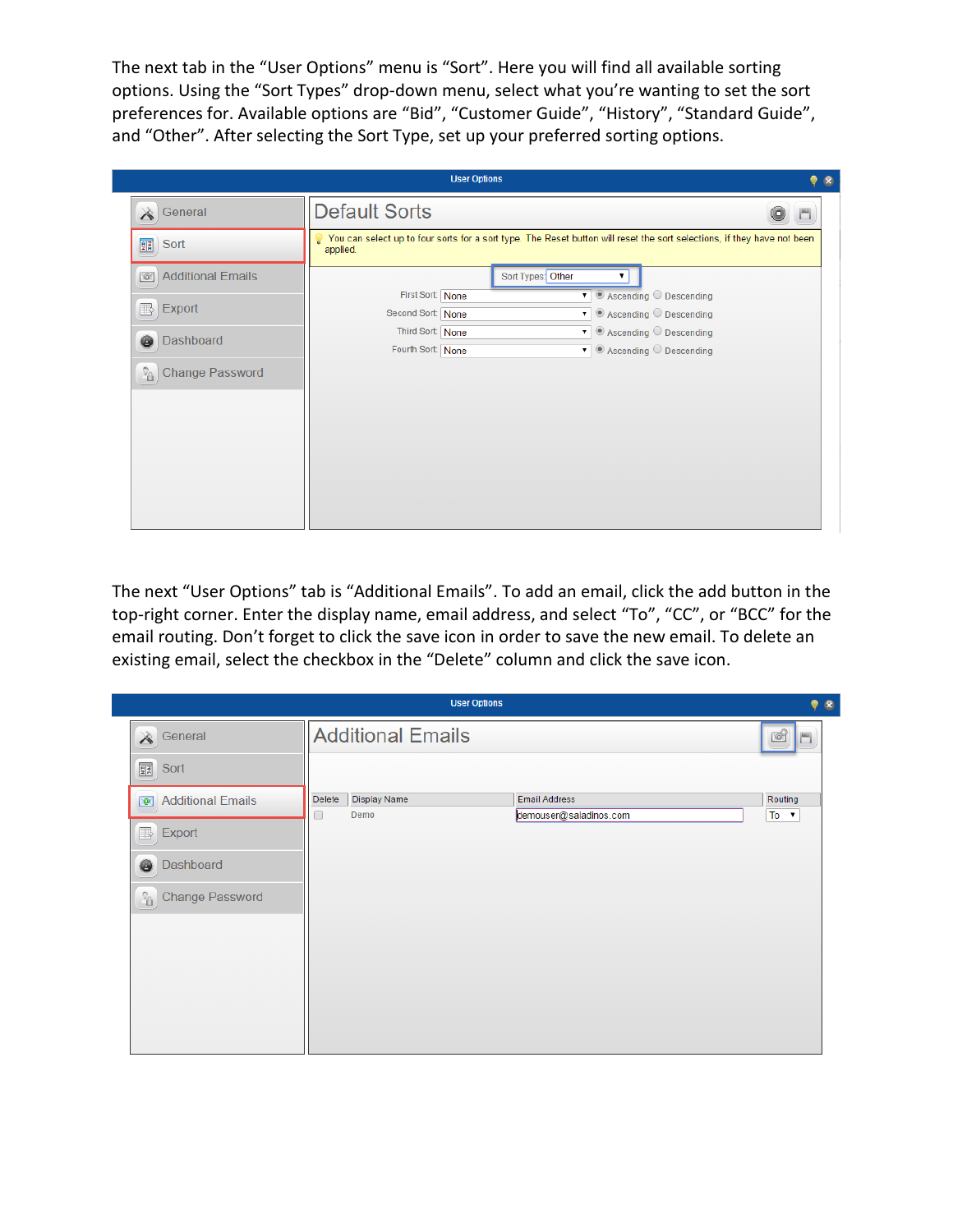The next tab in the “User Options” menu is “Sort”. Here you will find all available sorting options. Using the “Sort Types” drop-down menu, select what you’re wanting to set the sort preferences for. Available options are “Bid”, “Customer Guide”, “History”, “Standard Guide”, and “Other”. After selecting the Sort Type, set up your preferred sorting options.

The next “User Options” tab is “Additional Emails”. To add an email, click the add button in the top-right corner. Enter the display name, email address, and select “To”, “CC”, or “BCC” for the email routing. Don’t forget to click the save icon in order to save the new email. To delete an existing email, select the checkbox in the “Delete” column and click the save icon.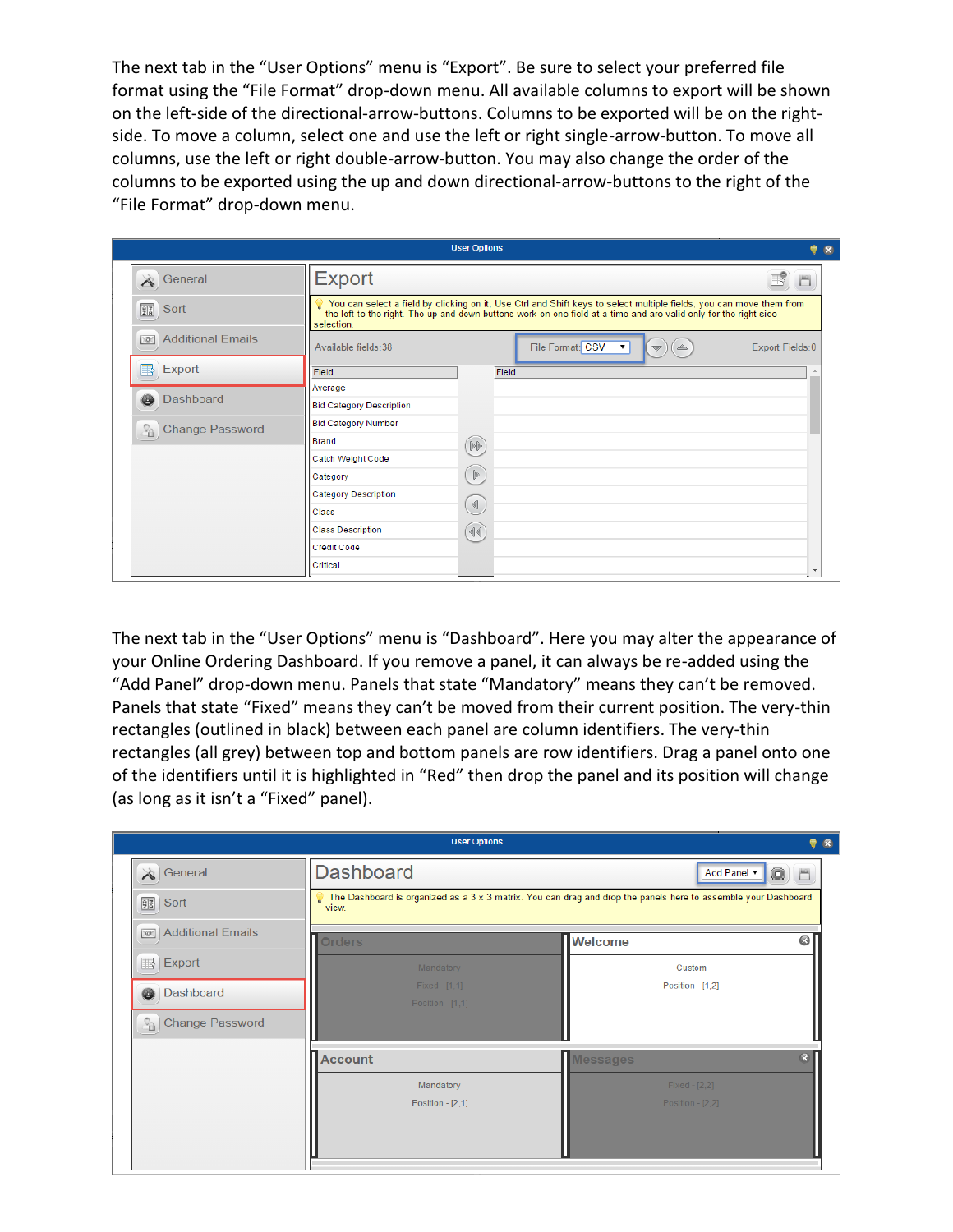The next tab in the “User Options” menu is “Export”. Be sure to select your preferred file format using the “File Format” drop-down menu. All available columns to export will be shown on the left-side of the directional-arrow-buttons. Columns to be exported will be on the right-side. To move a column, select one and use the left or right single-arrow-button. To move all columns, use the left or right double-arrow-button. You may also change the order of the columns to be exported using the up and down directional-arrow-buttons to the right of the “File Format” drop-down menu.

The next tab in the “User Options” menu is “Dashboard”. Here you may alter the appearance of your Online Ordering Dashboard. If you remove a panel, it can always be re-added using the “Add Panel” drop-down menu. Panels that state “Mandatory” means they can’t be removed. Panels that state “Fixed” means they can’t be moved from their current position. The very-thin rectangles (outlined in black) between each panel are column identifiers. The very-thin rectangles (all grey) between top and bottom panels are row identifiers. Drag a panel onto one of the identifiers until it is highlighted in “Red” then drop the panel and its position will change (as long as it isn’t a “Fixed” panel).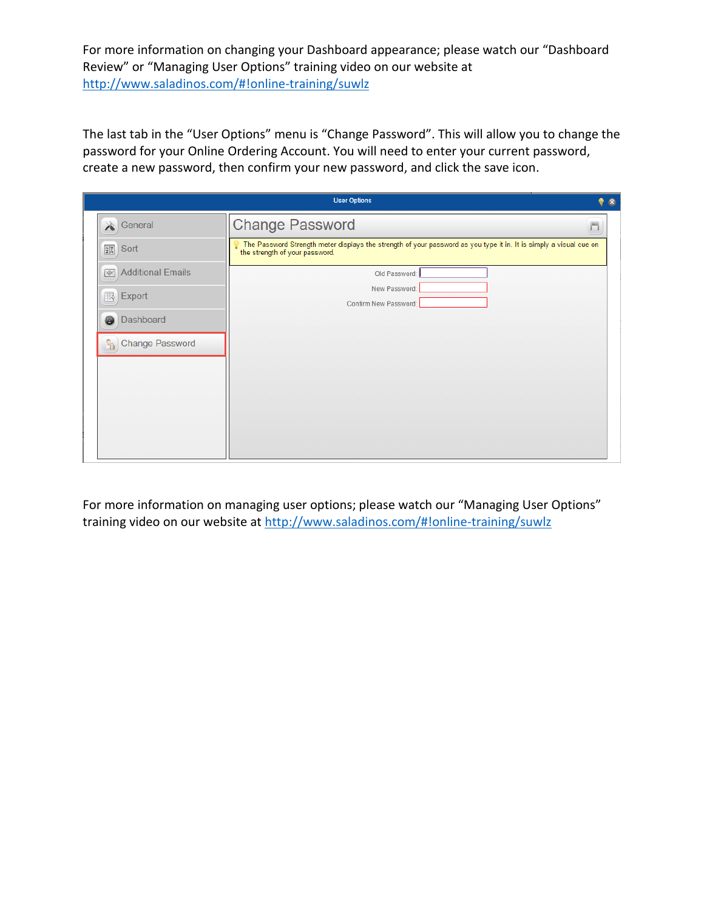For more information on changing your Dashboard appearance; please watch our “Dashboard Review” or “Managing User Options” training video on our website at http://www.saladinos.com/#!online-training/suwlz

The last tab in the “User Options” menu is “Change Password”. This will allow you to change the password for your Online Ordering Account. You will need to enter your current password, create a new password, then confirm your new password, and click the save icon.

User Options

General

Sort

Additional Emails

Export

Dashboard

Change Password

Change Password

The Password Strength meter displays the strength of your password as you type it in. It is simply a visual cue on the strength of your password.

Old Password:

New Password:

Confirm New Password:

For more information on managing user options; please watch our “Managing User Options” training video on our website at http://www.saladinos.com/#!online-training/suwlz